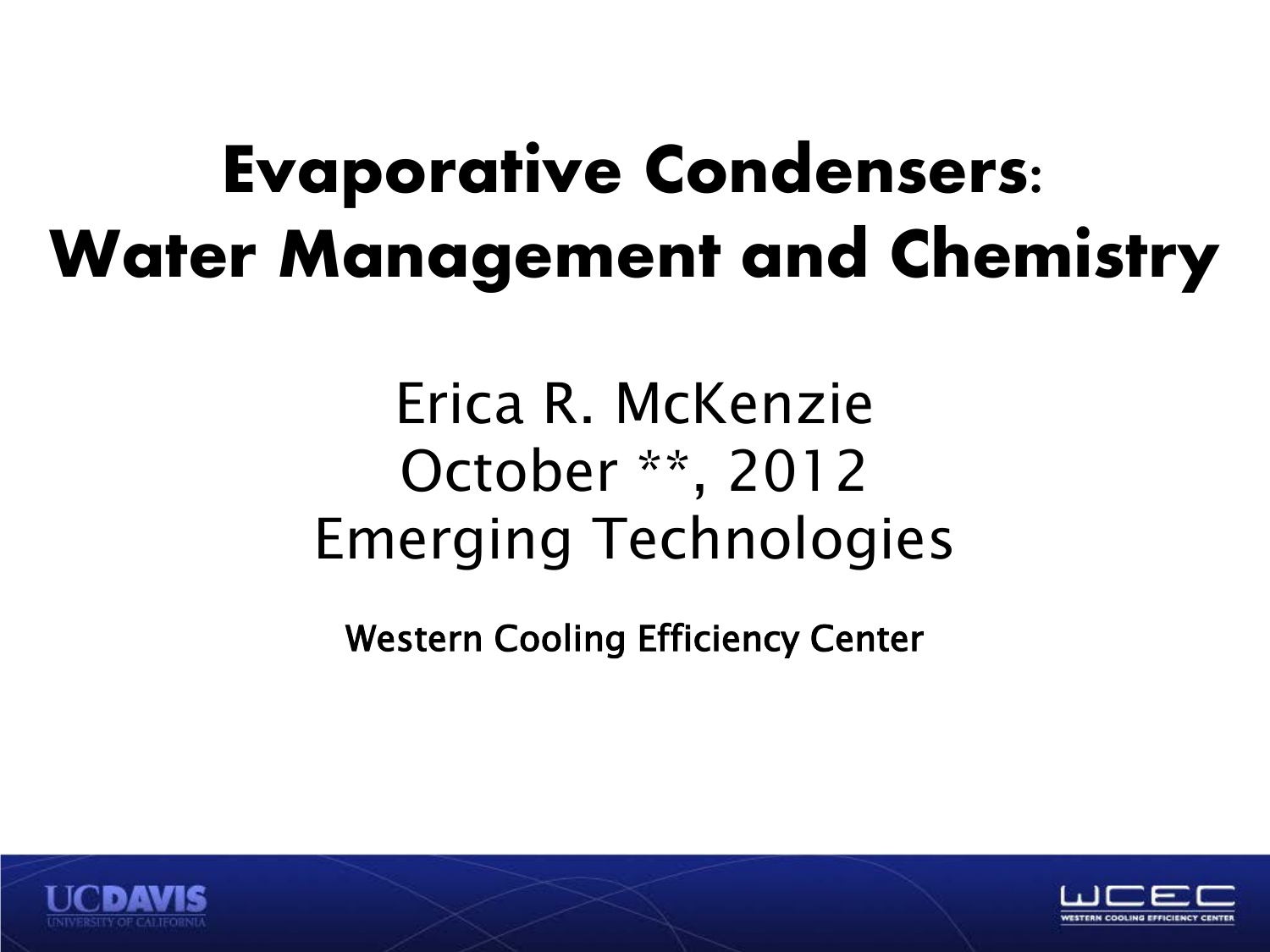# Evaporative Condensers: Water Management and Chemistry

Erica R. McKenzie
October **, 2012
Emerging Technologies

Western Cooling Efficiency Center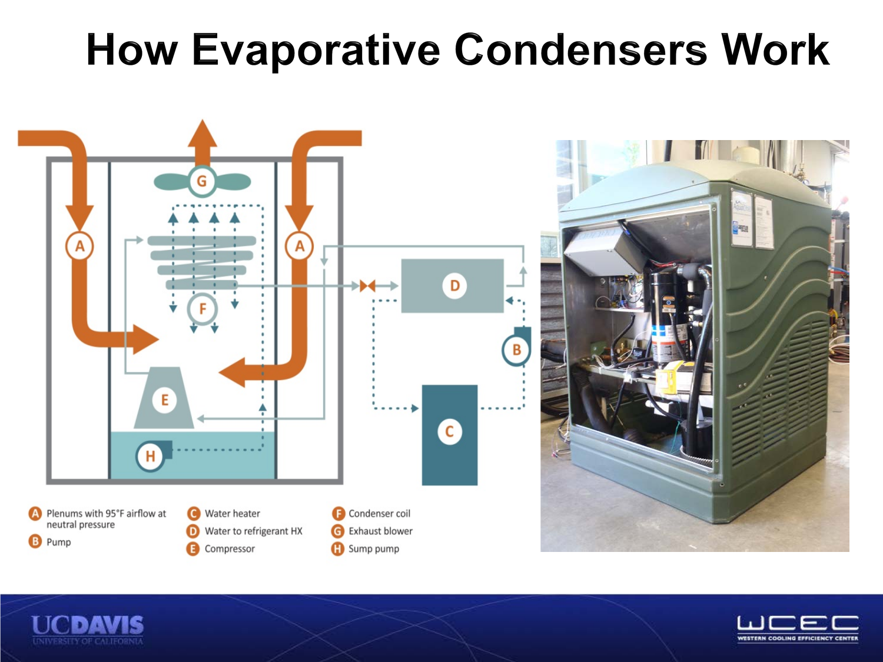# How Evaporative Condensers Work

- **A** Plenums with 95°F airflow at neutral pressure
- **B** Pump
- **C** Water heater
- **D** Water to refrigerant HX
- **E** Compressor
- **F** Condenser coil
- **G** Exhaust blower
- **H** Sump pump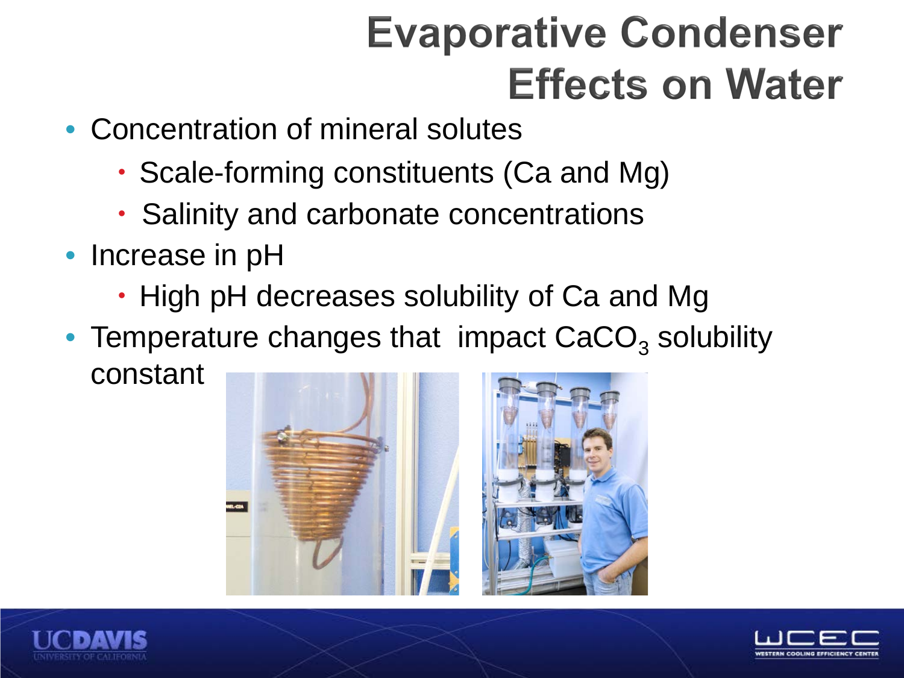# Evaporative Condenser Effects on Water

- Concentration of mineral solutes
  - Scale-forming constituents (Ca and Mg)
  - Salinity and carbonate concentrations
- Increase in pH
  - High pH decreases solubility of Ca and Mg
- Temperature changes that impact $CaCO_3$ solubility constant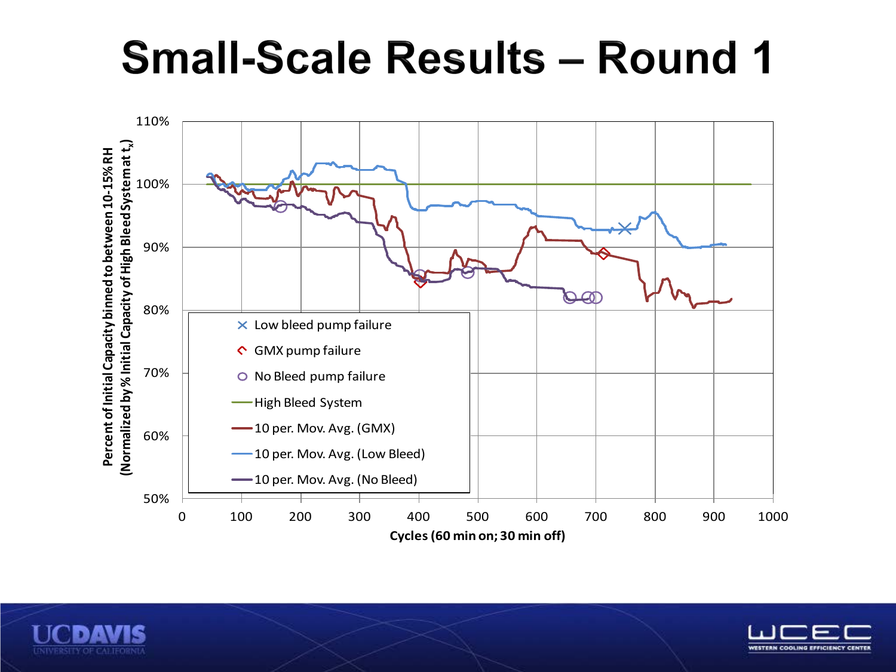# Small-Scale Results – Round 1

Percent of Initial Capacity binned to between 10-15% RH (Normalized by % Initial Capacity of High Bleed System at $t_x$)

110%
100%
90%
80%
70%
60%
50%

0 100 200 300 400 500 600 700 800 900 1000

Cycles (60 min on; 30 min off)

- Low bleed pump failure
- GMX pump failure
- No Bleed pump failure
- High Bleed System
- 10 per. Mov. Avg. (GMX)
- 10 per. Mov. Avg. (Low Bleed)
- 10 per. Mov. Avg. (No Bleed)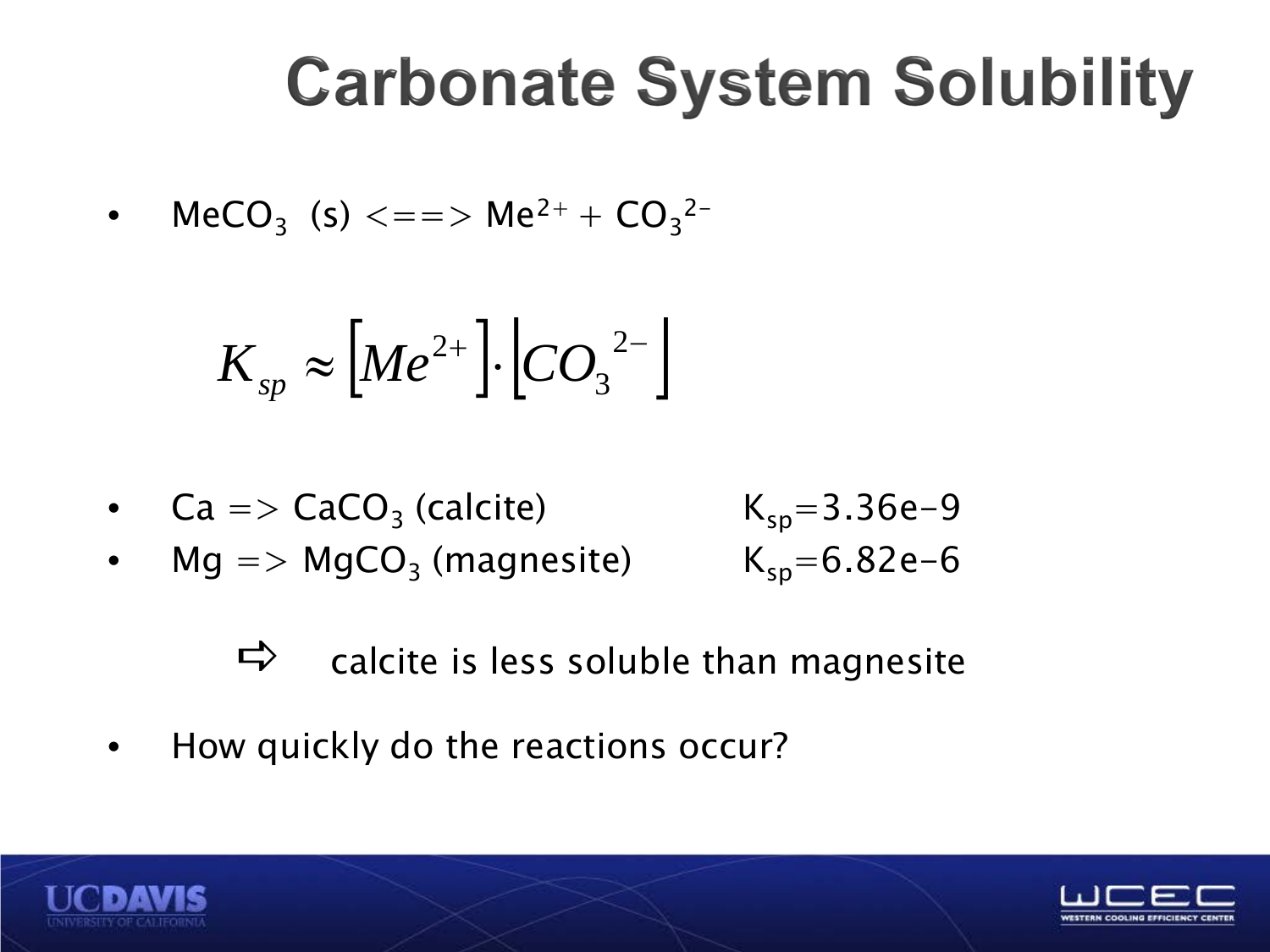# Carbonate System Solubility

- $MeCO_3$ (s) <==> $Me^{2+}$ + $CO_3^{2-}$

$$K_{sp} \approx \left[Me^{2+}\right] \cdot \left[CO_3^{\ 2-}\right]$$

- Ca => $CaCO_3$ (calcite) $K_{sp}$=3.36e-9
- Mg => $MgCO_3$ (magnesite) $K_{sp}$=6.82e-6

⇨ calcite is less soluble than magnesite

- How quickly do the reactions occur?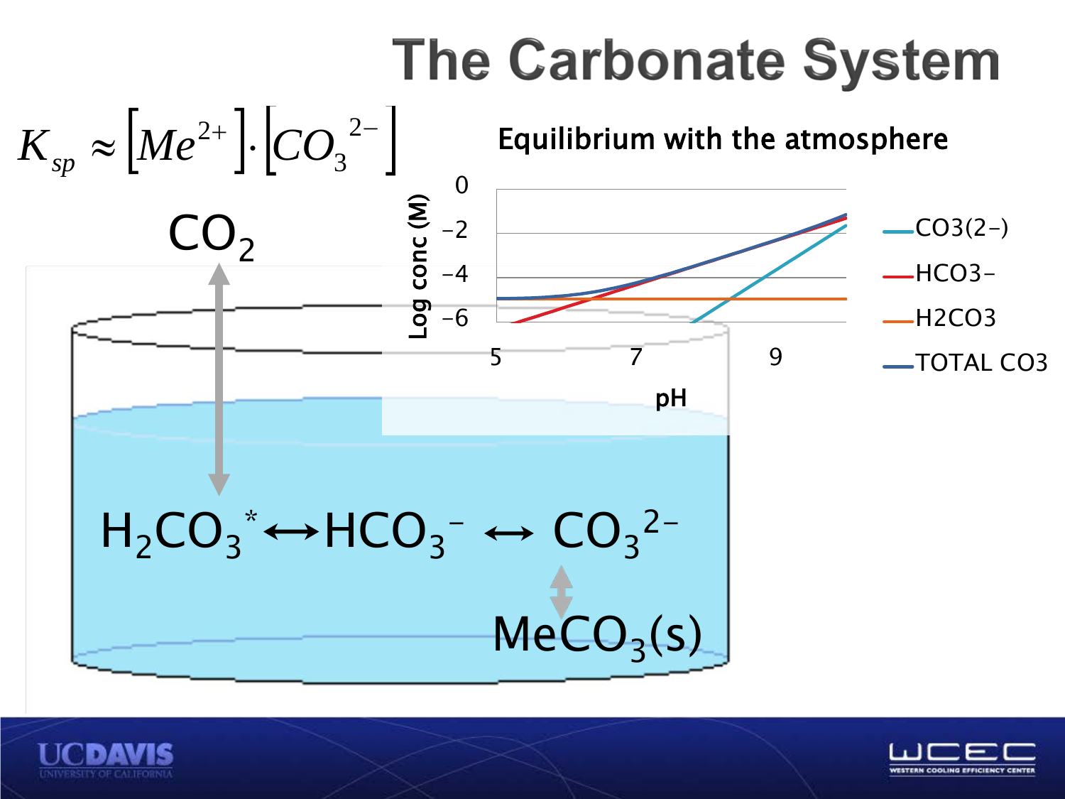# The Carbonate System

$$K_{sp} \approx \left[Me^{2+}\right] \cdot \left[CO_3^{\ 2-}\right]$$

$CO_2$

$H_2CO_3^* \leftrightarrow HCO_3^- \leftrightarrow CO_3^{2-}$

$MeCO_3(s)$

**Equilibrium with the atmosphere**

Log conc (M)

0, −2, −4, −6

pH: 5, 7, 9

Legend: CO3(2−), HCO3−, H2CO3, TOTAL CO3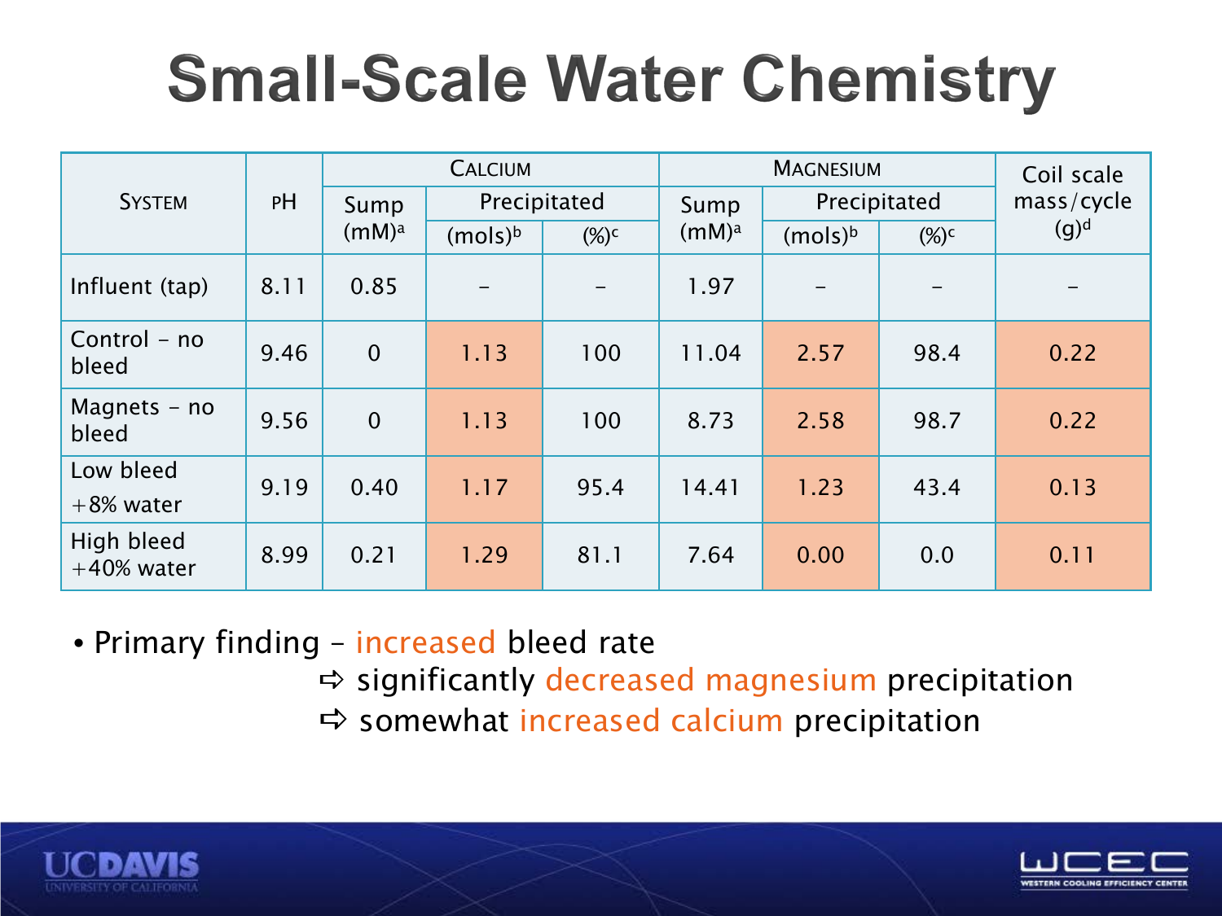# Small-Scale Water Chemistry

| System | pH | Calcium | | | Magnesium | | | Coil scale mass/cycle (g)[d] |
|---|---|---|---|---|---|---|---|---|
| | | Sump (mM)[a] | Precipitated | | Sump (mM)[a] | Precipitated | | |
| | | | (mols)[b] | (%)[c] | | (mols)[b] | (%)[c] | |
| Influent (tap) | 8.11 | 0.85 | – | – | 1.97 | – | – | – |
| Control – no bleed | 9.46 | 0 | 1.13 | 100 | 11.04 | 2.57 | 98.4 | 0.22 |
| Magnets – no bleed | 9.56 | 0 | 1.13 | 100 | 8.73 | 2.58 | 98.7 | 0.22 |
| Low bleed +8% water | 9.19 | 0.40 | 1.17 | 95.4 | 14.41 | 1.23 | 43.4 | 0.13 |
| High bleed +40% water | 8.99 | 0.21 | 1.29 | 81.1 | 7.64 | 0.00 | 0.0 | 0.11 |

- Primary finding – increased bleed rate
  - ⇨ significantly decreased magnesium precipitation
  - ⇨ somewhat increased calcium precipitation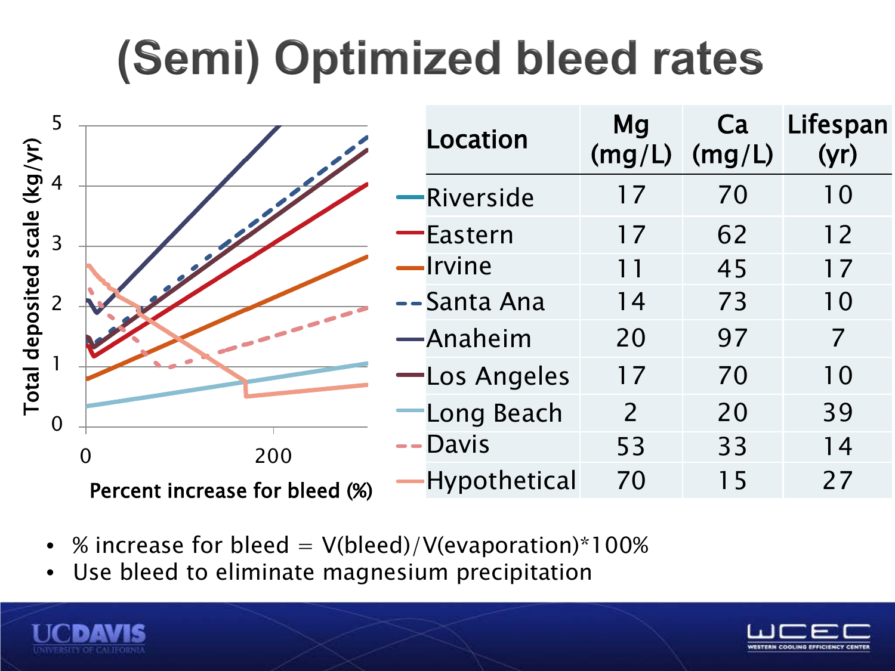# (Semi) Optimized bleed rates

| Location | Mg (mg/L) | Ca (mg/L) | Lifespan (yr) |
|---|---|---|---|
| Riverside | 17 | 70 | 10 |
| Eastern | 17 | 62 | 12 |
| Irvine | 11 | 45 | 17 |
| Santa Ana | 14 | 73 | 10 |
| Anaheim | 20 | 97 | 7 |
| Los Angeles | 17 | 70 | 10 |
| Long Beach | 2 | 20 | 39 |
| Davis | 53 | 33 | 14 |
| Hypothetical | 70 | 15 | 27 |

- % increase for bleed = V(bleed)/V(evaporation)*100%
- Use bleed to eliminate magnesium precipitation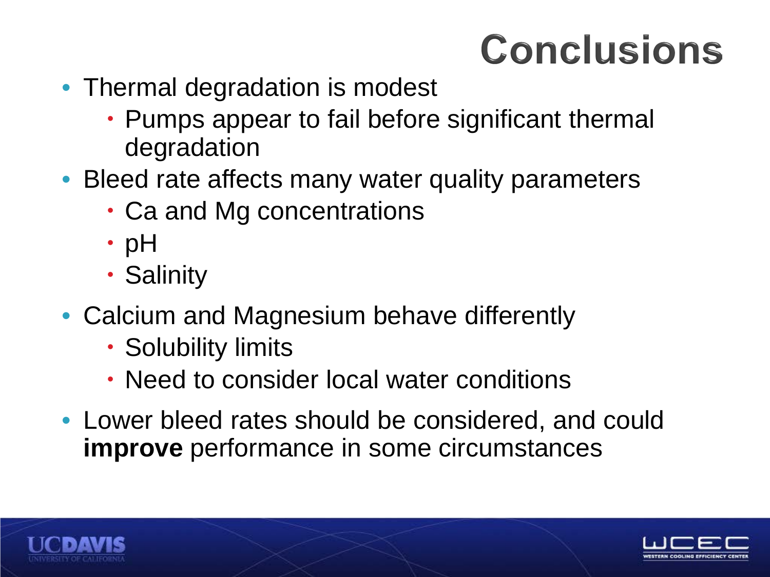# Conclusions

- Thermal degradation is modest
  - Pumps appear to fail before significant thermal degradation
- Bleed rate affects many water quality parameters
  - Ca and Mg concentrations
  - pH
  - Salinity
- Calcium and Magnesium behave differently
  - Solubility limits
  - Need to consider local water conditions
- Lower bleed rates should be considered, and could **improve** performance in some circumstances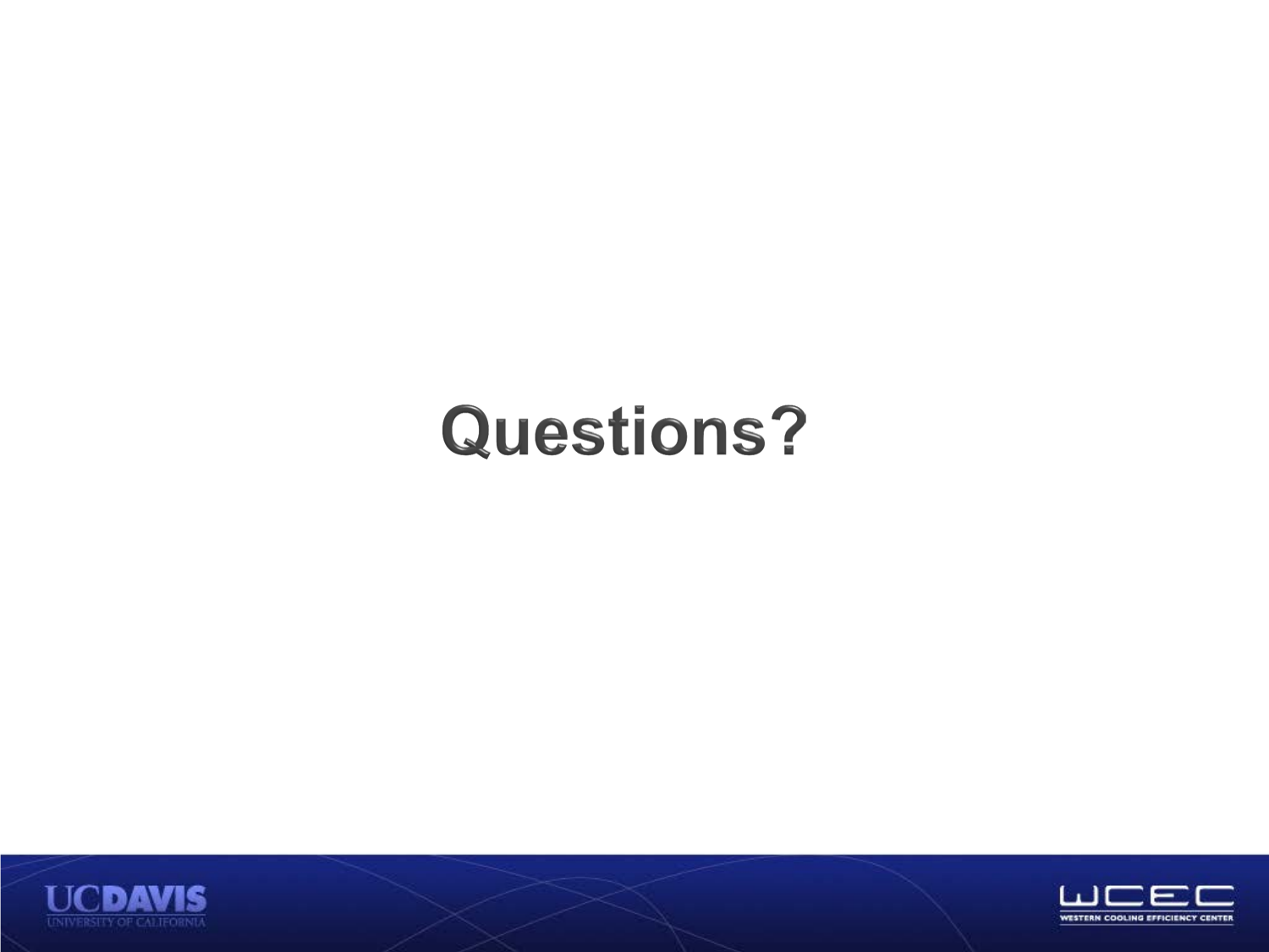# Questions?